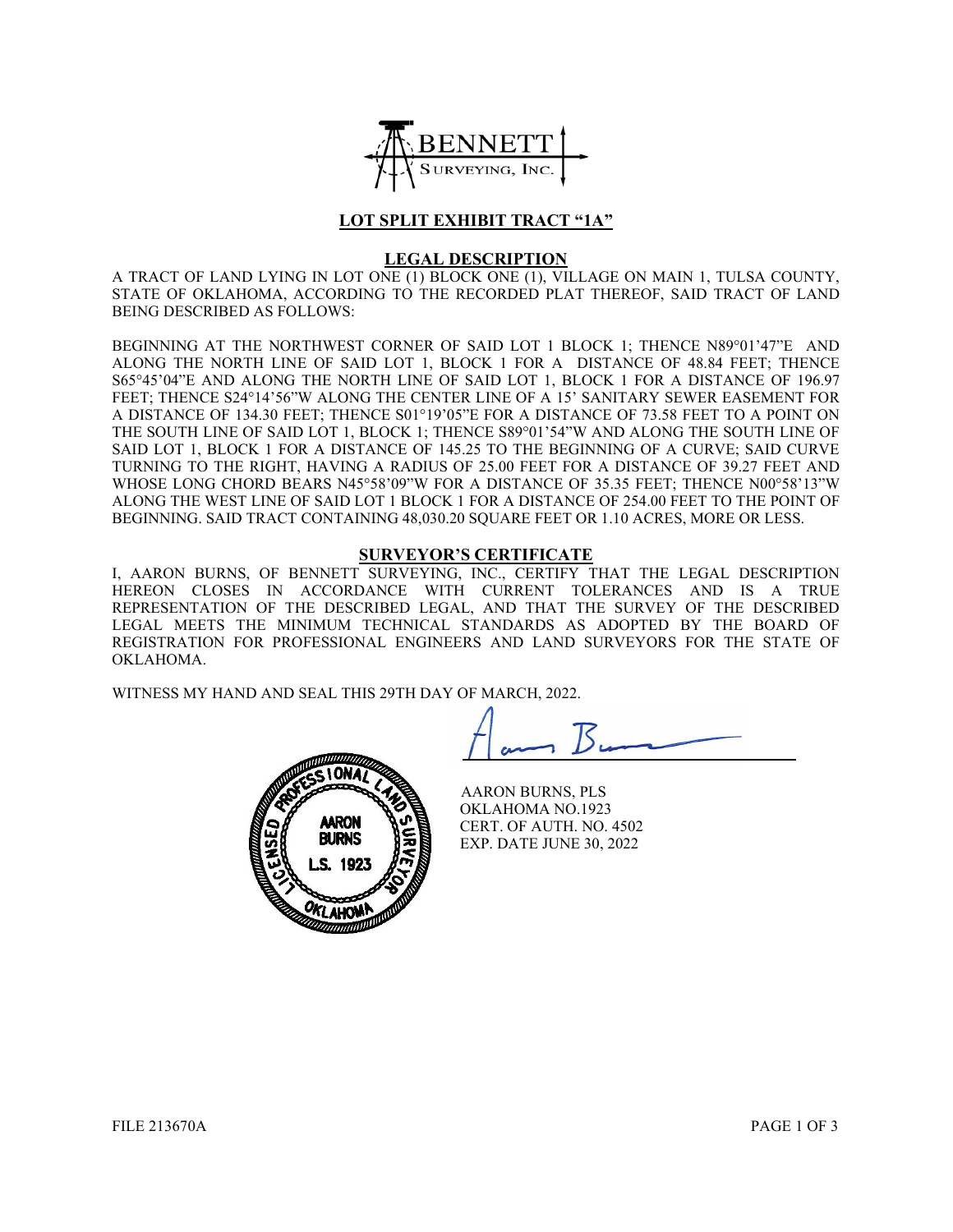BENNETT SURVEYING, INC.

## LOT SPLIT EXHIBIT TRACT "1A"

### LEGAL DESCRIPTION

A TRACT OF LAND LYING IN LOT ONE (1) BLOCK ONE (1), VILLAGE ON MAIN 1, TULSA COUNTY, STATE OF OKLAHOMA, ACCORDING TO THE RECORDED PLAT THEREOF, SAID TRACT OF LAND BEING DESCRIBED AS FOLLOWS:

BEGINNING AT THE NORTHWEST CORNER OF SAID LOT 1 BLOCK 1; THENCE N89°01'47"E AND ALONG THE NORTH LINE OF SAID LOT 1, BLOCK 1 FOR A DISTANCE OF 48.84 FEET; THENCE S65°45'04"E AND ALONG THE NORTH LINE OF SAID LOT 1, BLOCK 1 FOR A DISTANCE OF 196.97 FEET; THENCE S24°14'56"W ALONG THE CENTER LINE OF A 15' SANITARY SEWER EASEMENT FOR A DISTANCE OF 134.30 FEET; THENCE S01°19'05"E FOR A DISTANCE OF 73.58 FEET TO A POINT ON THE SOUTH LINE OF SAID LOT 1, BLOCK 1; THENCE S89°01'54"W AND ALONG THE SOUTH LINE OF SAID LOT 1, BLOCK 1 FOR A DISTANCE OF 145.25 TO THE BEGINNING OF A CURVE; SAID CURVE TURNING TO THE RIGHT, HAVING A RADIUS OF 25.00 FEET FOR A DISTANCE OF 39.27 FEET AND WHOSE LONG CHORD BEARS N45°58'09"W FOR A DISTANCE OF 35.35 FEET; THENCE N00°58'13"W ALONG THE WEST LINE OF SAID LOT 1 BLOCK 1 FOR A DISTANCE OF 254.00 FEET TO THE POINT OF BEGINNING. SAID TRACT CONTAINING 48,030.20 SQUARE FEET OR 1.10 ACRES, MORE OR LESS.

### SURVEYOR'S CERTIFICATE

I, AARON BURNS, OF BENNETT SURVEYING, INC., CERTIFY THAT THE LEGAL DESCRIPTION HEREON CLOSES IN ACCORDANCE WITH CURRENT TOLERANCES AND IS A TRUE REPRESENTATION OF THE DESCRIBED LEGAL, AND THAT THE SURVEY OF THE DESCRIBED LEGAL MEETS THE MINIMUM TECHNICAL STANDARDS AS ADOPTED BY THE BOARD OF REGISTRATION FOR PROFESSIONAL ENGINEERS AND LAND SURVEYORS FOR THE STATE OF OKLAHOMA.

WITNESS MY HAND AND SEAL THIS 29TH DAY OF MARCH, 2022.

LICENSED PROFESSIONAL LAND SURVEYOR
AARON BURNS
L.S. 1923
OKLAHOMA

AARON BURNS, PLS
OKLAHOMA NO.1923
CERT. OF AUTH. NO. 4502
EXP. DATE JUNE 30, 2022

FILE 213670A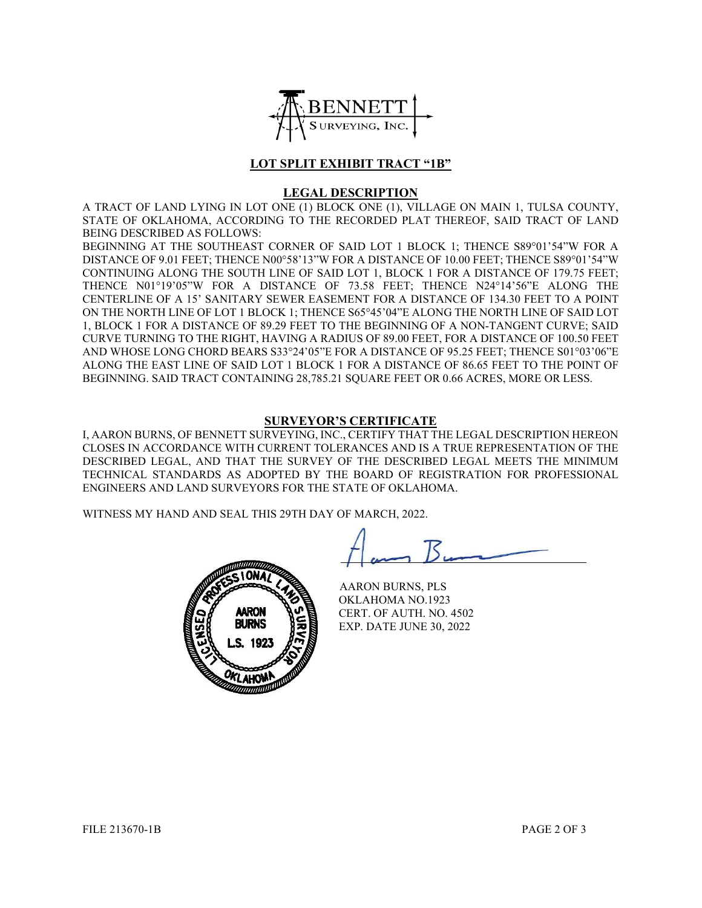BENNETT SURVEYING, INC.

## LOT SPLIT EXHIBIT TRACT "1B"

### LEGAL DESCRIPTION

A TRACT OF LAND LYING IN LOT ONE (1) BLOCK ONE (1), VILLAGE ON MAIN 1, TULSA COUNTY, STATE OF OKLAHOMA, ACCORDING TO THE RECORDED PLAT THEREOF, SAID TRACT OF LAND BEING DESCRIBED AS FOLLOWS:

BEGINNING AT THE SOUTHEAST CORNER OF SAID LOT 1 BLOCK 1; THENCE S89°01'54"W FOR A DISTANCE OF 9.01 FEET; THENCE N00°58'13"W FOR A DISTANCE OF 10.00 FEET; THENCE S89°01'54"W CONTINUING ALONG THE SOUTH LINE OF SAID LOT 1, BLOCK 1 FOR A DISTANCE OF 179.75 FEET; THENCE N01°19'05"W FOR A DISTANCE OF 73.58 FEET; THENCE N24°14'56"E ALONG THE CENTERLINE OF A 15' SANITARY SEWER EASEMENT FOR A DISTANCE OF 134.30 FEET TO A POINT ON THE NORTH LINE OF LOT 1 BLOCK 1; THENCE S65°45'04"E ALONG THE NORTH LINE OF SAID LOT 1, BLOCK 1 FOR A DISTANCE OF 89.29 FEET TO THE BEGINNING OF A NON-TANGENT CURVE; SAID CURVE TURNING TO THE RIGHT, HAVING A RADIUS OF 89.00 FEET, FOR A DISTANCE OF 100.50 FEET AND WHOSE LONG CHORD BEARS S33°24'05"E FOR A DISTANCE OF 95.25 FEET; THENCE S01°03'06"E ALONG THE EAST LINE OF SAID LOT 1 BLOCK 1 FOR A DISTANCE OF 86.65 FEET TO THE POINT OF BEGINNING. SAID TRACT CONTAINING 28,785.21 SQUARE FEET OR 0.66 ACRES, MORE OR LESS.

### SURVEYOR'S CERTIFICATE

I, AARON BURNS, OF BENNETT SURVEYING, INC., CERTIFY THAT THE LEGAL DESCRIPTION HEREON CLOSES IN ACCORDANCE WITH CURRENT TOLERANCES AND IS A TRUE REPRESENTATION OF THE DESCRIBED LEGAL, AND THAT THE SURVEY OF THE DESCRIBED LEGAL MEETS THE MINIMUM TECHNICAL STANDARDS AS ADOPTED BY THE BOARD OF REGISTRATION FOR PROFESSIONAL ENGINEERS AND LAND SURVEYORS FOR THE STATE OF OKLAHOMA.

WITNESS MY HAND AND SEAL THIS 29TH DAY OF MARCH, 2022.

LICENSED PROFESSIONAL LAND SURVEYOR
AARON BURNS
L.S. 1923
OKLAHOMA

AARON BURNS, PLS
OKLAHOMA NO.1923
CERT. OF AUTH. NO. 4502
EXP. DATE JUNE 30, 2022

FILE 213670-1B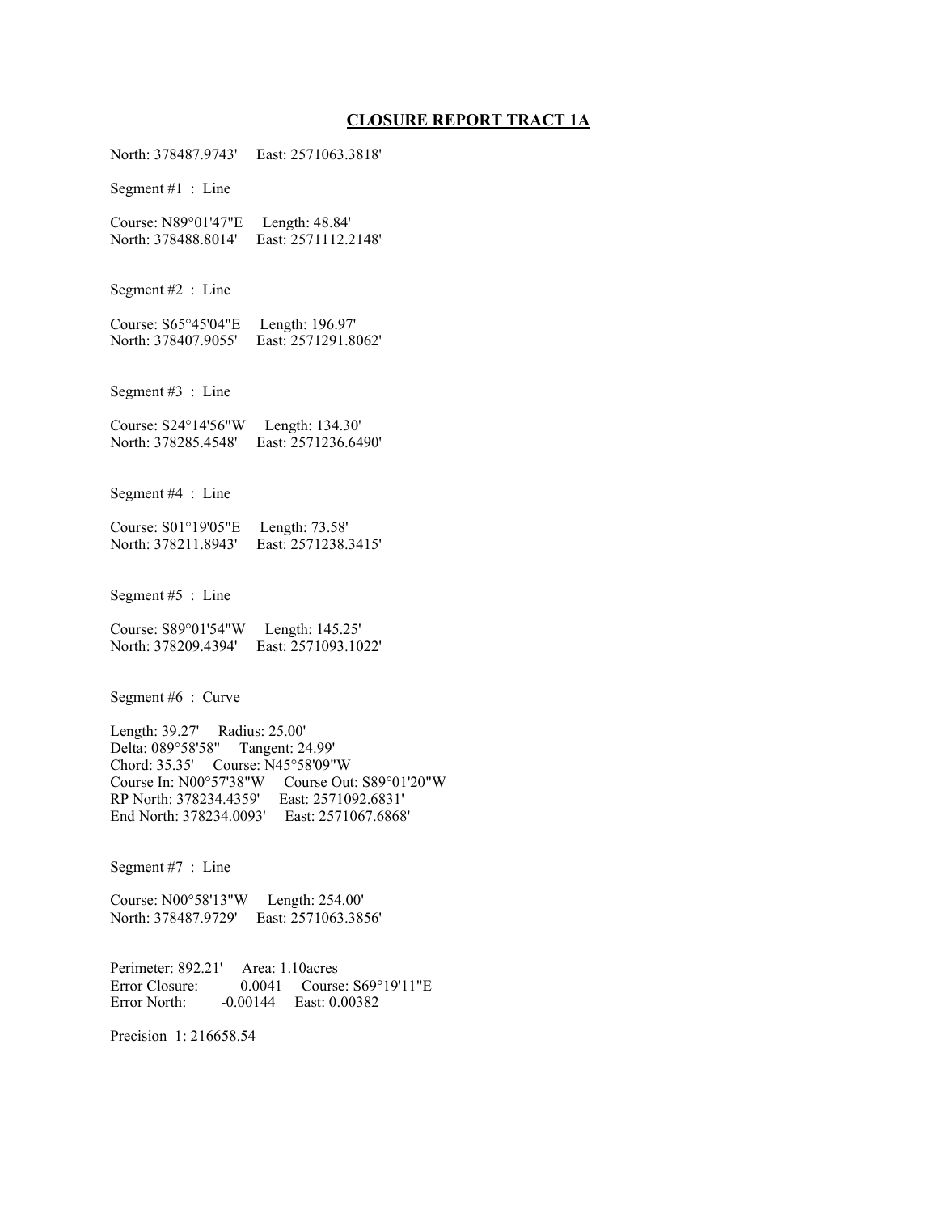## CLOSURE REPORT TRACT 1A

North: 378487.9743'  East: 2571063.3818'

Segment #1 : Line

Course: N89°01'47"E  Length: 48.84'
North: 378488.8014'  East: 2571112.2148'

Segment #2 : Line

Course: S65°45'04"E  Length: 196.97'
North: 378407.9055'  East: 2571291.8062'

Segment #3 : Line

Course: S24°14'56"W  Length: 134.30'
North: 378285.4548'  East: 2571236.6490'

Segment #4 : Line

Course: S01°19'05"E  Length: 73.58'
North: 378211.8943'  East: 2571238.3415'

Segment #5 : Line

Course: S89°01'54"W  Length: 145.25'
North: 378209.4394'  East: 2571093.1022'

Segment #6 : Curve

Length: 39.27'  Radius: 25.00'
Delta: 089°58'58"  Tangent: 24.99'
Chord: 35.35'  Course: N45°58'09"W
Course In: N00°57'38"W  Course Out: S89°01'20"W
RP North: 378234.4359'  East: 2571092.6831'
End North: 378234.0093'  East: 2571067.6868'

Segment #7 : Line

Course: N00°58'13"W  Length: 254.00'
North: 378487.9729'  East: 2571063.3856'

Perimeter: 892.21'  Area: 1.10acres
Error Closure:  0.0041  Course: S69°19'11"E
Error North:  -0.00144  East: 0.00382

Precision 1: 216658.54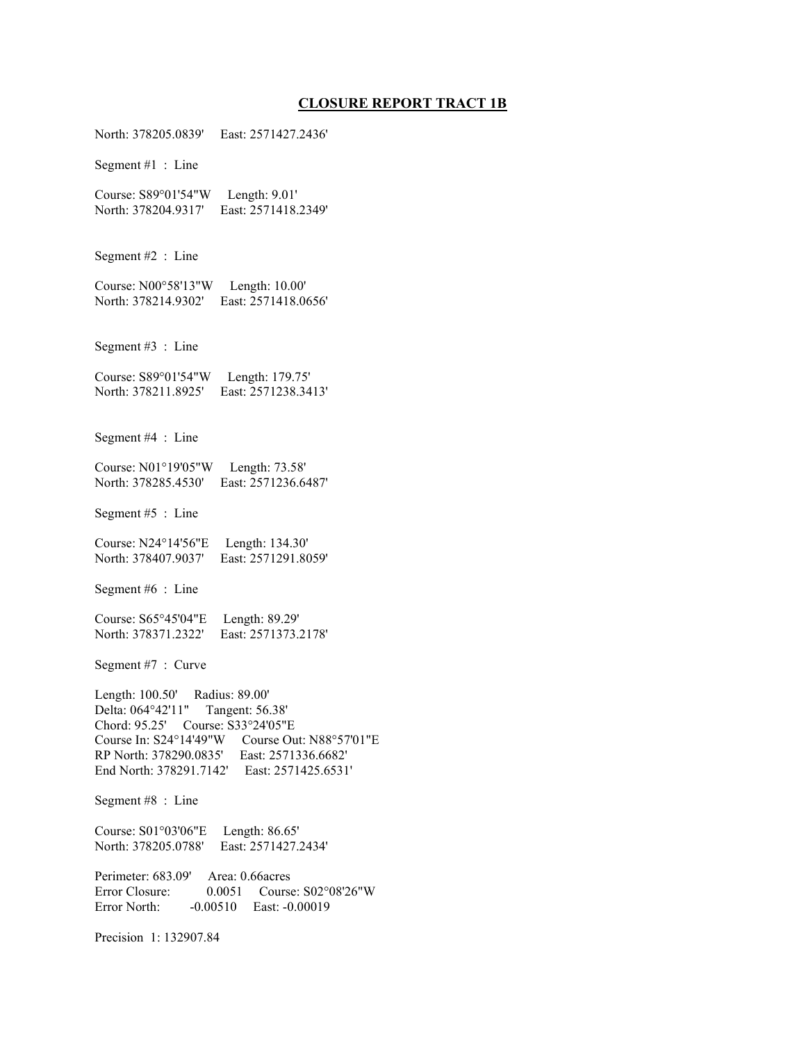## CLOSURE REPORT TRACT 1B

North: 378205.0839' East: 2571427.2436'

Segment #1 : Line

Course: S89°01'54"W Length: 9.01'
North: 378204.9317' East: 2571418.2349'

Segment #2 : Line

Course: N00°58'13"W Length: 10.00'
North: 378214.9302' East: 2571418.0656'

Segment #3 : Line

Course: S89°01'54"W Length: 179.75'
North: 378211.8925' East: 2571238.3413'

Segment #4 : Line

Course: N01°19'05"W Length: 73.58'
North: 378285.4530' East: 2571236.6487'

Segment #5 : Line

Course: N24°14'56"E Length: 134.30'
North: 378407.9037' East: 2571291.8059'

Segment #6 : Line

Course: S65°45'04"E Length: 89.29'
North: 378371.2322' East: 2571373.2178'

Segment #7 : Curve

Length: 100.50' Radius: 89.00'
Delta: 064°42'11" Tangent: 56.38'
Chord: 95.25' Course: S33°24'05"E
Course In: S24°14'49"W Course Out: N88°57'01"E
RP North: 378290.0835' East: 2571336.6682'
End North: 378291.7142' East: 2571425.6531'

Segment #8 : Line

Course: S01°03'06"E Length: 86.65'
North: 378205.0788' East: 2571427.2434'

Perimeter: 683.09' Area: 0.66acres
Error Closure: 0.0051 Course: S02°08'26"W
Error North: -0.00510 East: -0.00019

Precision 1: 132907.84